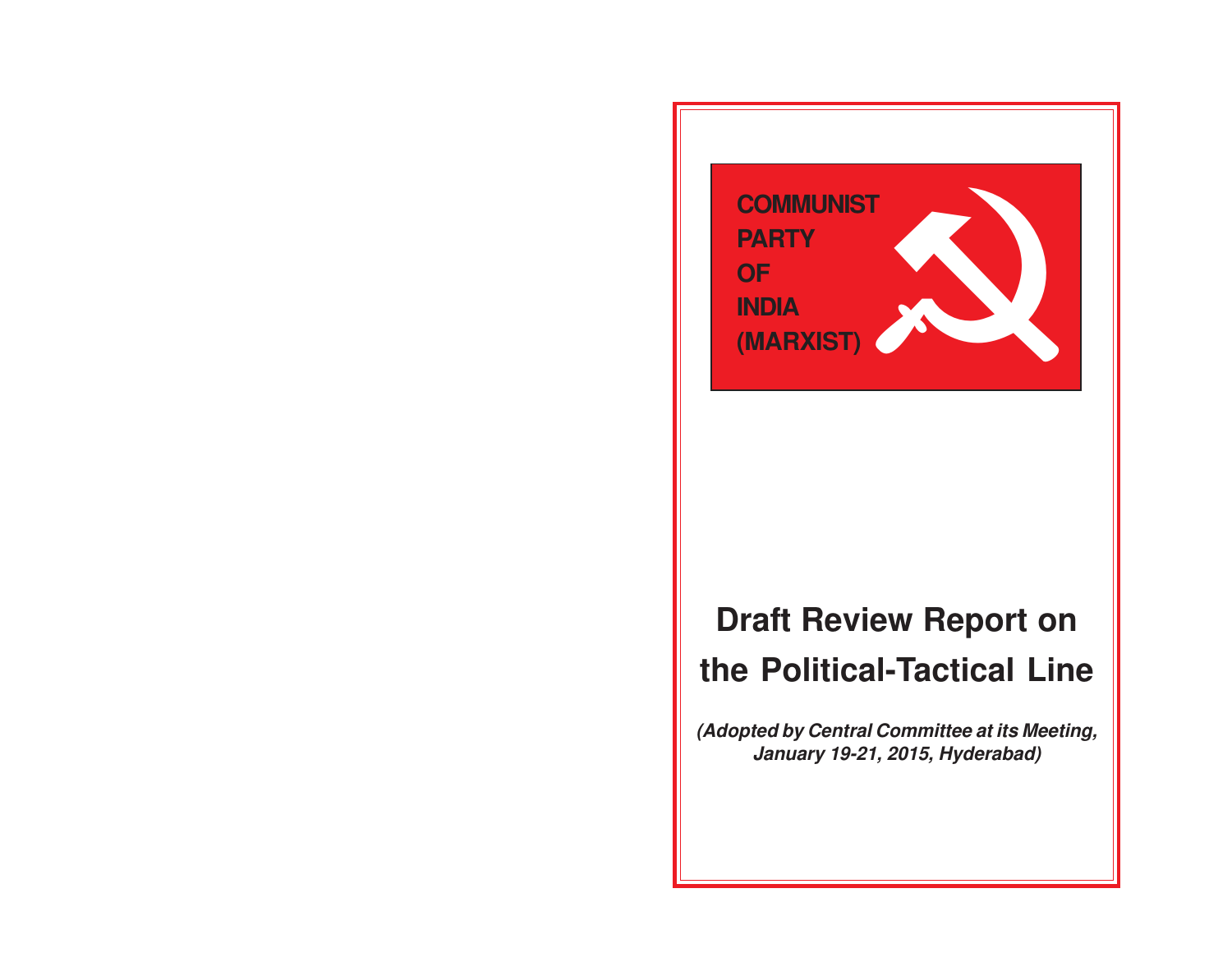COMMUNIST
PARTY
OF
INDIA
(MARXIST)

# Draft Review Report on the Political-Tactical Line

***(Adopted by Central Committee at its Meeting, January 19-21, 2015, Hyderabad)***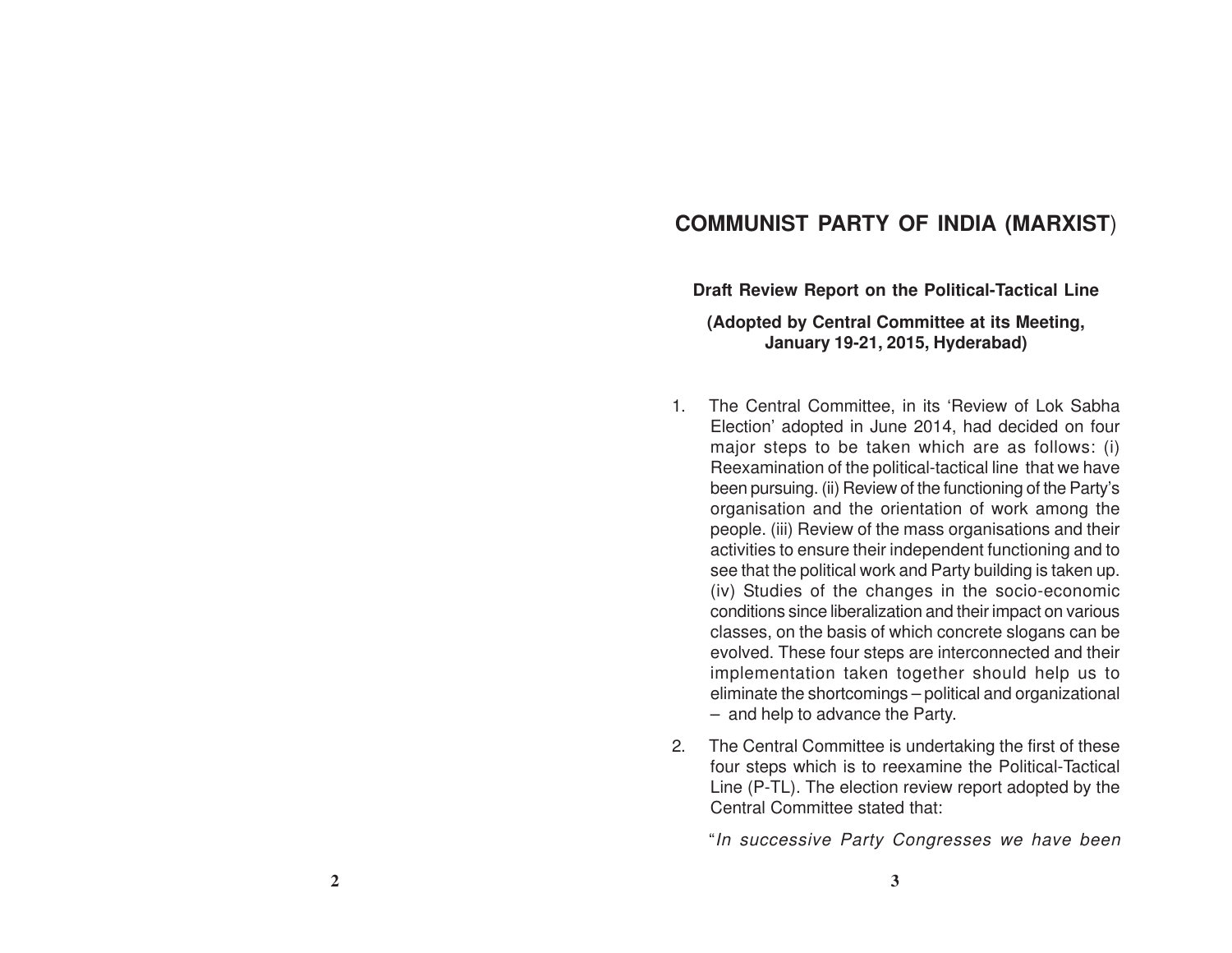# COMMUNIST PARTY OF INDIA (MARXIST)

**Draft Review Report on the Political-Tactical Line**

**(Adopted by Central Committee at its Meeting, January 19-21, 2015, Hyderabad)**

1. The Central Committee, in its 'Review of Lok Sabha Election' adopted in June 2014, had decided on four major steps to be taken which are as follows: (i) Reexamination of the political-tactical line that we have been pursuing. (ii) Review of the functioning of the Party's organisation and the orientation of work among the people. (iii) Review of the mass organisations and their activities to ensure their independent functioning and to see that the political work and Party building is taken up. (iv) Studies of the changes in the socio-economic conditions since liberalization and their impact on various classes, on the basis of which concrete slogans can be evolved. These four steps are interconnected and their implementation taken together should help us to eliminate the shortcomings – political and organizational – and help to advance the Party.

2. The Central Committee is undertaking the first of these four steps which is to reexamine the Political-Tactical Line (P-TL). The election review report adopted by the Central Committee stated that:

   "*In successive Party Congresses we have been*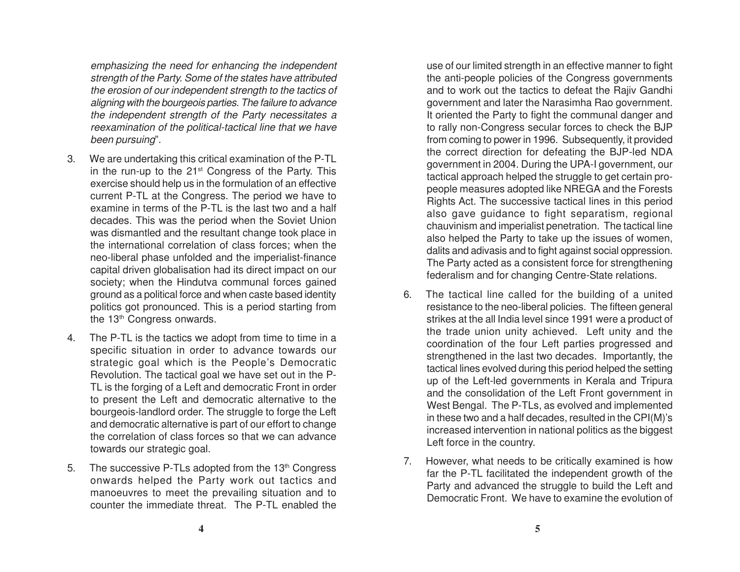*emphasizing the need for enhancing the independent strength of the Party. Some of the states have attributed the erosion of our independent strength to the tactics of aligning with the bourgeois parties. The failure to advance the independent strength of the Party necessitates a reexamination of the political-tactical line that we have been pursuing*".

3. We are undertaking this critical examination of the P-TL in the run-up to the 21st Congress of the Party. This exercise should help us in the formulation of an effective current P-TL at the Congress. The period we have to examine in terms of the P-TL is the last two and a half decades. This was the period when the Soviet Union was dismantled and the resultant change took place in the international correlation of class forces; when the neo-liberal phase unfolded and the imperialist-finance capital driven globalisation had its direct impact on our society; when the Hindutva communal forces gained ground as a political force and when caste based identity politics got pronounced. This is a period starting from the 13th Congress onwards.

4. The P-TL is the tactics we adopt from time to time in a specific situation in order to advance towards our strategic goal which is the People's Democratic Revolution. The tactical goal we have set out in the P-TL is the forging of a Left and democratic Front in order to present the Left and democratic alternative to the bourgeois-landlord order. The struggle to forge the Left and democratic alternative is part of our effort to change the correlation of class forces so that we can advance towards our strategic goal.

5. The successive P-TLs adopted from the 13th Congress onwards helped the Party work out tactics and manoeuvres to meet the prevailing situation and to counter the immediate threat. The P-TL enabled the use of our limited strength in an effective manner to fight the anti-people policies of the Congress governments and to work out the tactics to defeat the Rajiv Gandhi government and later the Narasimha Rao government. It oriented the Party to fight the communal danger and to rally non-Congress secular forces to check the BJP from coming to power in 1996. Subsequently, it provided the correct direction for defeating the BJP-led NDA government in 2004. During the UPA-I government, our tactical approach helped the struggle to get certain pro-people measures adopted like NREGA and the Forests Rights Act. The successive tactical lines in this period also gave guidance to fight separatism, regional chauvinism and imperialist penetration. The tactical line also helped the Party to take up the issues of women, dalits and adivasis and to fight against social oppression. The Party acted as a consistent force for strengthening federalism and for changing Centre-State relations.

6. The tactical line called for the building of a united resistance to the neo-liberal policies. The fifteen general strikes at the all India level since 1991 were a product of the trade union unity achieved. Left unity and the coordination of the four Left parties progressed and strengthened in the last two decades. Importantly, the tactical lines evolved during this period helped the setting up of the Left-led governments in Kerala and Tripura and the consolidation of the Left Front government in West Bengal. The P-TLs, as evolved and implemented in these two and a half decades, resulted in the CPI(M)'s increased intervention in national politics as the biggest Left force in the country.

7. However, what needs to be critically examined is how far the P-TL facilitated the independent growth of the Party and advanced the struggle to build the Left and Democratic Front. We have to examine the evolution of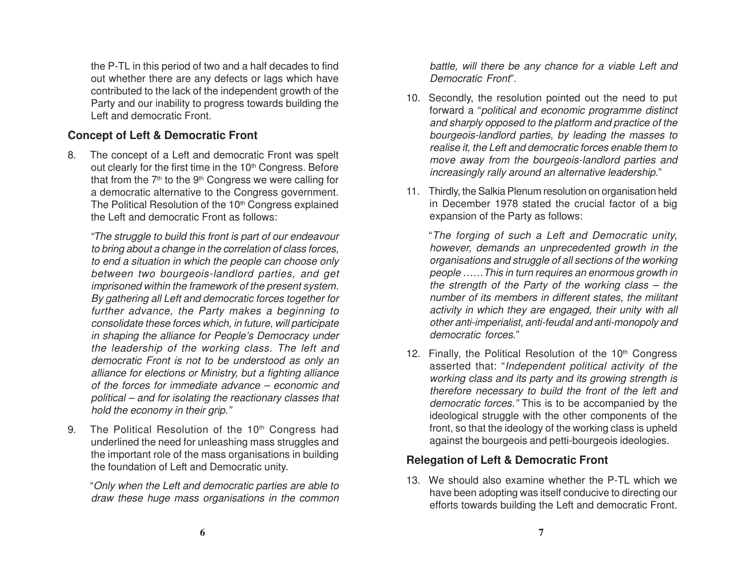the P-TL in this period of two and a half decades to find out whether there are any defects or lags which have contributed to the lack of the independent growth of the Party and our inability to progress towards building the Left and democratic Front.

## Concept of Left & Democratic Front

8. The concept of a Left and democratic Front was spelt out clearly for the first time in the 10th Congress. Before that from the 7th to the 9th Congress we were calling for a democratic alternative to the Congress government. The Political Resolution of the 10th Congress explained the Left and democratic Front as follows:

   *"The struggle to build this front is part of our endeavour to bring about a change in the correlation of class forces, to end a situation in which the people can choose only between two bourgeois-landlord parties, and get imprisoned within the framework of the present system. By gathering all Left and democratic forces together for further advance, the Party makes a beginning to consolidate these forces which, in future, will participate in shaping the alliance for People's Democracy under the leadership of the working class. The left and democratic Front is not to be understood as only an alliance for elections or Ministry, but a fighting alliance of the forces for immediate advance – economic and political – and for isolating the reactionary classes that hold the economy in their grip."*

9. The Political Resolution of the 10th Congress had underlined the need for unleashing mass struggles and the important role of the mass organisations in building the foundation of Left and Democratic unity.

   "*Only when the Left and democratic parties are able to draw these huge mass organisations in the common battle, will there be any chance for a viable Left and Democratic Front*".

10. Secondly, the resolution pointed out the need to put forward a "*political and economic programme distinct and sharply opposed to the platform and practice of the bourgeois-landlord parties, by leading the masses to realise it, the Left and democratic forces enable them to move away from the bourgeois-landlord parties and increasingly rally around an alternative leadership*."

11. Thirdly, the Salkia Plenum resolution on organisation held in December 1978 stated the crucial factor of a big expansion of the Party as follows:

    "*The forging of such a Left and Democratic unity, however, demands an unprecedented growth in the organisations and struggle of all sections of the working people ……This in turn requires an enormous growth in the strength of the Party of the working class – the number of its members in different states, the militant activity in which they are engaged, their unity with all other anti-imperialist, anti-feudal and anti-monopoly and democratic forces*."

12. Finally, the Political Resolution of the 10th Congress asserted that: "*Independent political activity of the working class and its party and its growing strength is therefore necessary to build the front of the left and democratic forces."* This is to be accompanied by the ideological struggle with the other components of the front, so that the ideology of the working class is upheld against the bourgeois and petti-bourgeois ideologies.

## Relegation of Left & Democratic Front

13. We should also examine whether the P-TL which we have been adopting was itself conducive to directing our efforts towards building the Left and democratic Front.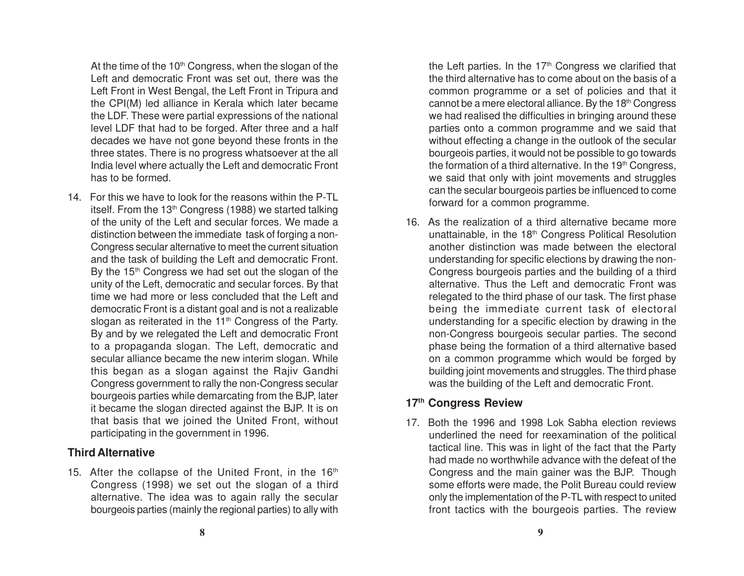At the time of the 10th Congress, when the slogan of the Left and democratic Front was set out, there was the Left Front in West Bengal, the Left Front in Tripura and the CPI(M) led alliance in Kerala which later became the LDF. These were partial expressions of the national level LDF that had to be forged. After three and a half decades we have not gone beyond these fronts in the three states. There is no progress whatsoever at the all India level where actually the Left and democratic Front has to be formed.

14. For this we have to look for the reasons within the P-TL itself. From the 13th Congress (1988) we started talking of the unity of the Left and secular forces. We made a distinction between the immediate task of forging a non-Congress secular alternative to meet the current situation and the task of building the Left and democratic Front. By the 15th Congress we had set out the slogan of the unity of the Left, democratic and secular forces. By that time we had more or less concluded that the Left and democratic Front is a distant goal and is not a realizable slogan as reiterated in the 11th Congress of the Party. By and by we relegated the Left and democratic Front to a propaganda slogan. The Left, democratic and secular alliance became the new interim slogan. While this began as a slogan against the Rajiv Gandhi Congress government to rally the non-Congress secular bourgeois parties while demarcating from the BJP, later it became the slogan directed against the BJP. It is on that basis that we joined the United Front, without participating in the government in 1996.

### Third Alternative

15. After the collapse of the United Front, in the 16th Congress (1998) we set out the slogan of a third alternative. The idea was to again rally the secular bourgeois parties (mainly the regional parties) to ally with the Left parties. In the 17th Congress we clarified that the third alternative has to come about on the basis of a common programme or a set of policies and that it cannot be a mere electoral alliance. By the 18th Congress we had realised the difficulties in bringing around these parties onto a common programme and we said that without effecting a change in the outlook of the secular bourgeois parties, it would not be possible to go towards the formation of a third alternative. In the 19th Congress, we said that only with joint movements and struggles can the secular bourgeois parties be influenced to come forward for a common programme.

16. As the realization of a third alternative became more unattainable, in the 18th Congress Political Resolution another distinction was made between the electoral understanding for specific elections by drawing the non-Congress bourgeois parties and the building of a third alternative. Thus the Left and democratic Front was relegated to the third phase of our task. The first phase being the immediate current task of electoral understanding for a specific election by drawing in the non-Congress bourgeois secular parties. The second phase being the formation of a third alternative based on a common programme which would be forged by building joint movements and struggles. The third phase was the building of the Left and democratic Front.

### 17th Congress Review

17. Both the 1996 and 1998 Lok Sabha election reviews underlined the need for reexamination of the political tactical line. This was in light of the fact that the Party had made no worthwhile advance with the defeat of the Congress and the main gainer was the BJP. Though some efforts were made, the Polit Bureau could review only the implementation of the P-TL with respect to united front tactics with the bourgeois parties. The review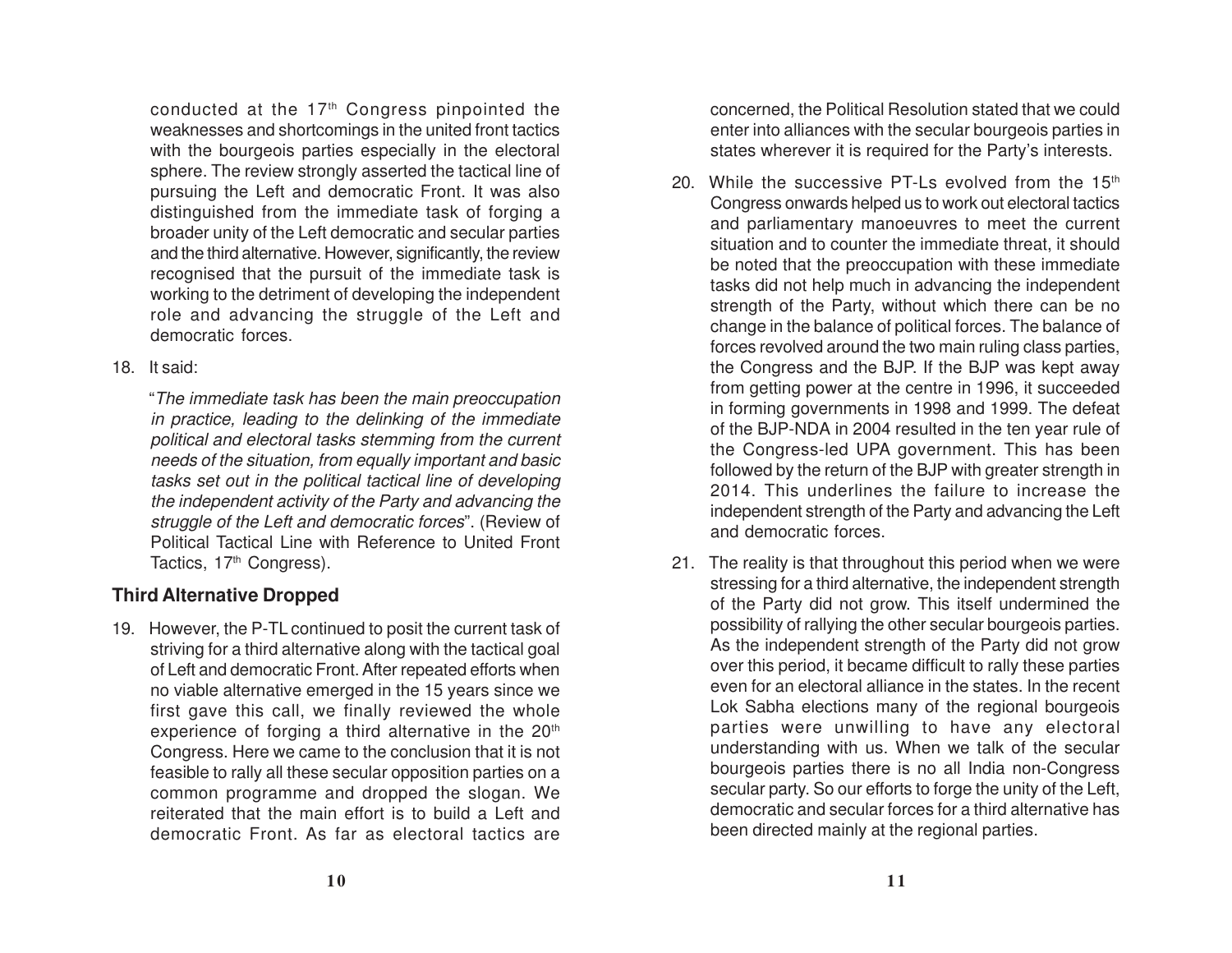conducted at the 17th Congress pinpointed the weaknesses and shortcomings in the united front tactics with the bourgeois parties especially in the electoral sphere. The review strongly asserted the tactical line of pursuing the Left and democratic Front. It was also distinguished from the immediate task of forging a broader unity of the Left democratic and secular parties and the third alternative. However, significantly, the review recognised that the pursuit of the immediate task is working to the detriment of developing the independent role and advancing the struggle of the Left and democratic forces.

18. It said:

"*The immediate task has been the main preoccupation in practice, leading to the delinking of the immediate political and electoral tasks stemming from the current needs of the situation, from equally important and basic tasks set out in the political tactical line of developing the independent activity of the Party and advancing the struggle of the Left and democratic forces*". (Review of Political Tactical Line with Reference to United Front Tactics, 17th Congress).

### Third Alternative Dropped

19. However, the P-TL continued to posit the current task of striving for a third alternative along with the tactical goal of Left and democratic Front. After repeated efforts when no viable alternative emerged in the 15 years since we first gave this call, we finally reviewed the whole experience of forging a third alternative in the 20th Congress. Here we came to the conclusion that it is not feasible to rally all these secular opposition parties on a common programme and dropped the slogan. We reiterated that the main effort is to build a Left and democratic Front. As far as electoral tactics are concerned, the Political Resolution stated that we could enter into alliances with the secular bourgeois parties in states wherever it is required for the Party's interests.

20. While the successive PT-Ls evolved from the 15th Congress onwards helped us to work out electoral tactics and parliamentary manoeuvres to meet the current situation and to counter the immediate threat, it should be noted that the preoccupation with these immediate tasks did not help much in advancing the independent strength of the Party, without which there can be no change in the balance of political forces. The balance of forces revolved around the two main ruling class parties, the Congress and the BJP. If the BJP was kept away from getting power at the centre in 1996, it succeeded in forming governments in 1998 and 1999. The defeat of the BJP-NDA in 2004 resulted in the ten year rule of the Congress-led UPA government. This has been followed by the return of the BJP with greater strength in 2014. This underlines the failure to increase the independent strength of the Party and advancing the Left and democratic forces.

21. The reality is that throughout this period when we were stressing for a third alternative, the independent strength of the Party did not grow. This itself undermined the possibility of rallying the other secular bourgeois parties. As the independent strength of the Party did not grow over this period, it became difficult to rally these parties even for an electoral alliance in the states. In the recent Lok Sabha elections many of the regional bourgeois parties were unwilling to have any electoral understanding with us. When we talk of the secular bourgeois parties there is no all India non-Congress secular party. So our efforts to forge the unity of the Left, democratic and secular forces for a third alternative has been directed mainly at the regional parties.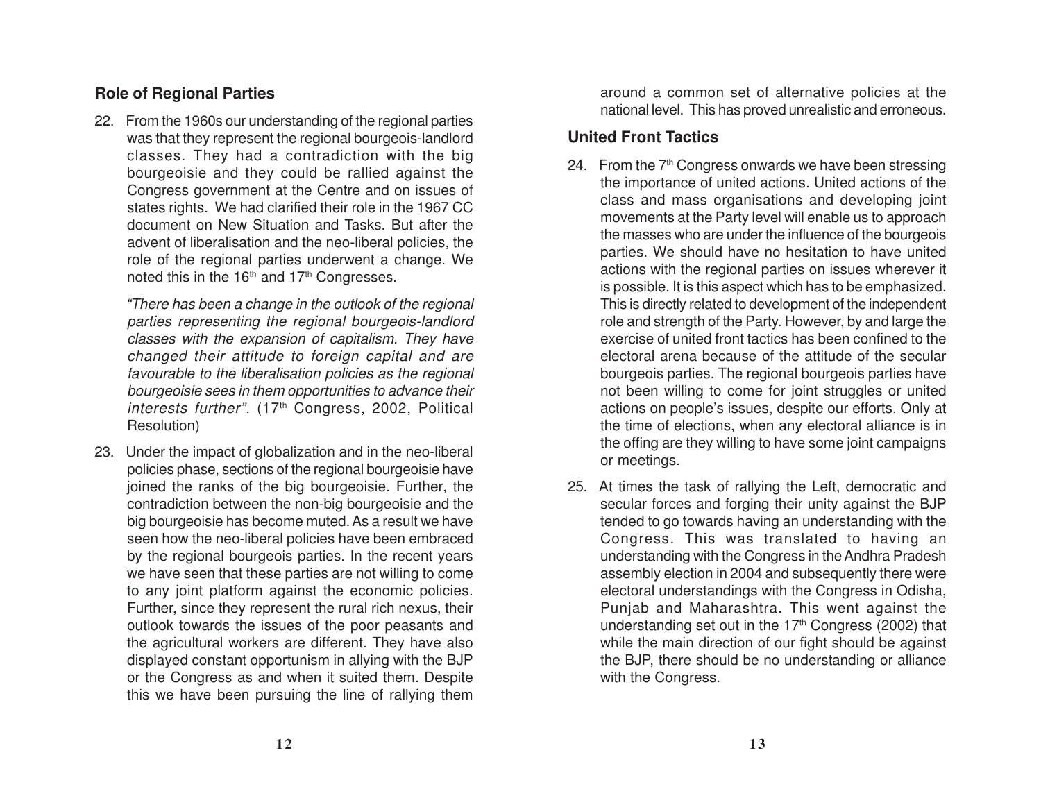## Role of Regional Parties

22. From the 1960s our understanding of the regional parties was that they represent the regional bourgeois-landlord classes. They had a contradiction with the big bourgeoisie and they could be rallied against the Congress government at the Centre and on issues of states rights. We had clarified their role in the 1967 CC document on New Situation and Tasks. But after the advent of liberalisation and the neo-liberal policies, the role of the regional parties underwent a change. We noted this in the 16th and 17th Congresses.

    *"There has been a change in the outlook of the regional parties representing the regional bourgeois-landlord classes with the expansion of capitalism. They have changed their attitude to foreign capital and are favourable to the liberalisation policies as the regional bourgeoisie sees in them opportunities to advance their interests further".* (17th Congress, 2002, Political Resolution)

23. Under the impact of globalization and in the neo-liberal policies phase, sections of the regional bourgeoisie have joined the ranks of the big bourgeoisie. Further, the contradiction between the non-big bourgeoisie and the big bourgeoisie has become muted. As a result we have seen how the neo-liberal policies have been embraced by the regional bourgeois parties. In the recent years we have seen that these parties are not willing to come to any joint platform against the economic policies. Further, since they represent the rural rich nexus, their outlook towards the issues of the poor peasants and the agricultural workers are different. They have also displayed constant opportunism in allying with the BJP or the Congress as and when it suited them. Despite this we have been pursuing the line of rallying them around a common set of alternative policies at the national level. This has proved unrealistic and erroneous.

## United Front Tactics

24. From the 7th Congress onwards we have been stressing the importance of united actions. United actions of the class and mass organisations and developing joint movements at the Party level will enable us to approach the masses who are under the influence of the bourgeois parties. We should have no hesitation to have united actions with the regional parties on issues wherever it is possible. It is this aspect which has to be emphasized. This is directly related to development of the independent role and strength of the Party. However, by and large the exercise of united front tactics has been confined to the electoral arena because of the attitude of the secular bourgeois parties. The regional bourgeois parties have not been willing to come for joint struggles or united actions on people's issues, despite our efforts. Only at the time of elections, when any electoral alliance is in the offing are they willing to have some joint campaigns or meetings.

25. At times the task of rallying the Left, democratic and secular forces and forging their unity against the BJP tended to go towards having an understanding with the Congress. This was translated to having an understanding with the Congress in the Andhra Pradesh assembly election in 2004 and subsequently there were electoral understandings with the Congress in Odisha, Punjab and Maharashtra. This went against the understanding set out in the 17th Congress (2002) that while the main direction of our fight should be against the BJP, there should be no understanding or alliance with the Congress.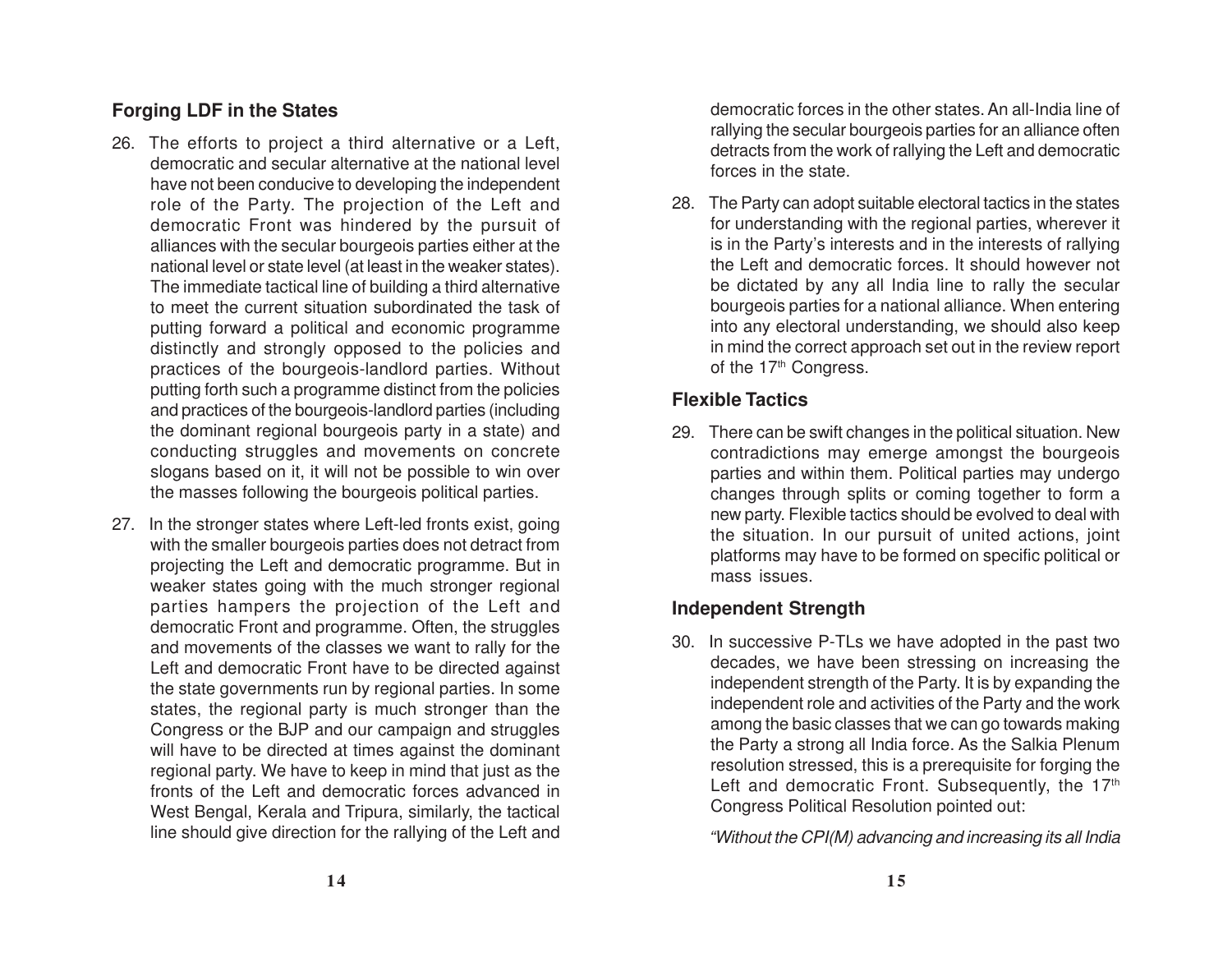## Forging LDF in the States

26. The efforts to project a third alternative or a Left, democratic and secular alternative at the national level have not been conducive to developing the independent role of the Party. The projection of the Left and democratic Front was hindered by the pursuit of alliances with the secular bourgeois parties either at the national level or state level (at least in the weaker states). The immediate tactical line of building a third alternative to meet the current situation subordinated the task of putting forward a political and economic programme distinctly and strongly opposed to the policies and practices of the bourgeois-landlord parties. Without putting forth such a programme distinct from the policies and practices of the bourgeois-landlord parties (including the dominant regional bourgeois party in a state) and conducting struggles and movements on concrete slogans based on it, it will not be possible to win over the masses following the bourgeois political parties.

27. In the stronger states where Left-led fronts exist, going with the smaller bourgeois parties does not detract from projecting the Left and democratic programme. But in weaker states going with the much stronger regional parties hampers the projection of the Left and democratic Front and programme. Often, the struggles and movements of the classes we want to rally for the Left and democratic Front have to be directed against the state governments run by regional parties. In some states, the regional party is much stronger than the Congress or the BJP and our campaign and struggles will have to be directed at times against the dominant regional party. We have to keep in mind that just as the fronts of the Left and democratic forces advanced in West Bengal, Kerala and Tripura, similarly, the tactical line should give direction for the rallying of the Left and democratic forces in the other states. An all-India line of rallying the secular bourgeois parties for an alliance often detracts from the work of rallying the Left and democratic forces in the state.

28. The Party can adopt suitable electoral tactics in the states for understanding with the regional parties, wherever it is in the Party's interests and in the interests of rallying the Left and democratic forces. It should however not be dictated by any all India line to rally the secular bourgeois parties for a national alliance. When entering into any electoral understanding, we should also keep in mind the correct approach set out in the review report of the 17th Congress.

## Flexible Tactics

29. There can be swift changes in the political situation. New contradictions may emerge amongst the bourgeois parties and within them. Political parties may undergo changes through splits or coming together to form a new party. Flexible tactics should be evolved to deal with the situation. In our pursuit of united actions, joint platforms may have to be formed on specific political or mass issues.

## Independent Strength

30. In successive P-TLs we have adopted in the past two decades, we have been stressing on increasing the independent strength of the Party. It is by expanding the independent role and activities of the Party and the work among the basic classes that we can go towards making the Party a strong all India force. As the Salkia Plenum resolution stressed, this is a prerequisite for forging the Left and democratic Front. Subsequently, the 17th Congress Political Resolution pointed out:

*"Without the CPI(M) advancing and increasing its all India*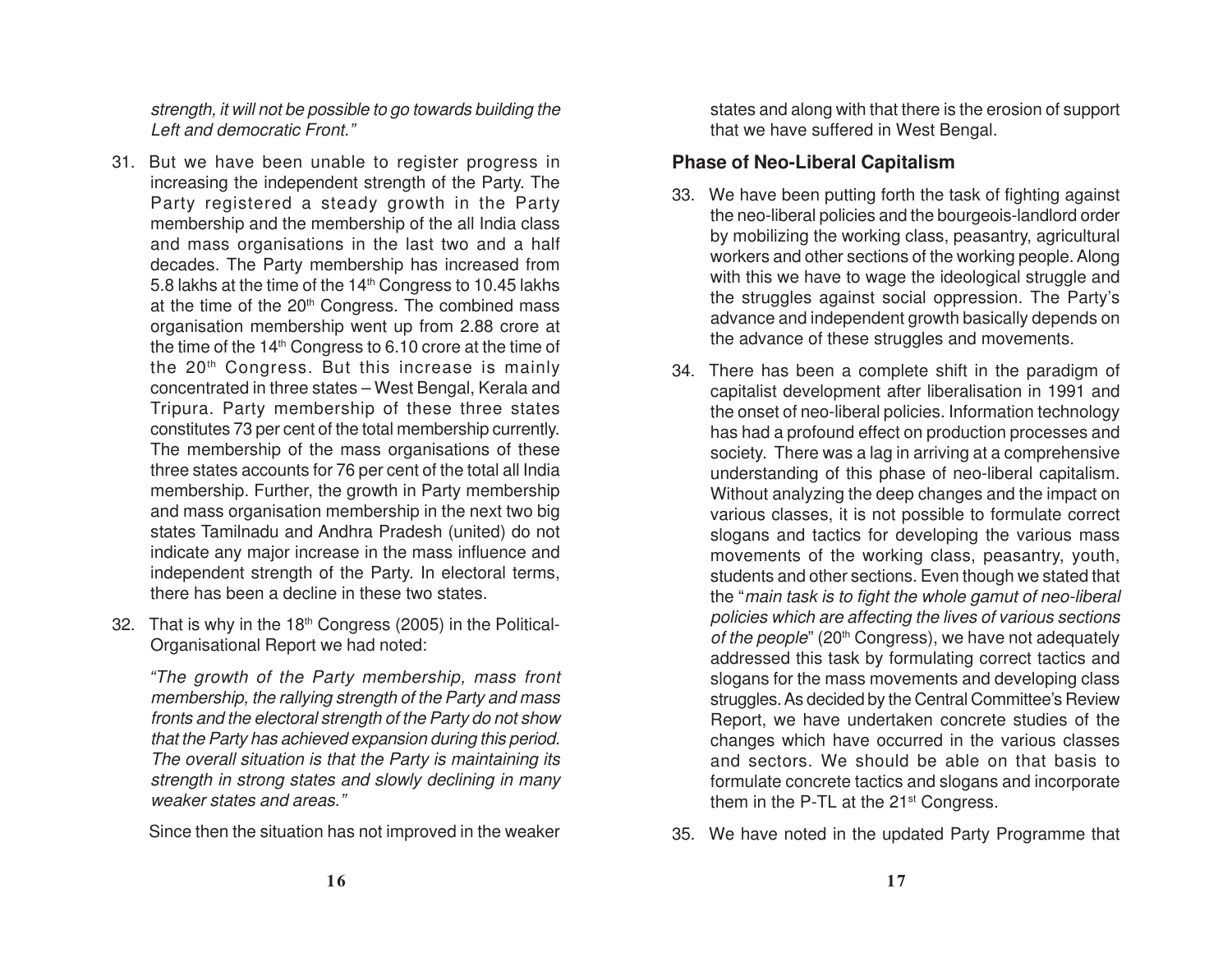*strength, it will not be possible to go towards building the Left and democratic Front."*

31. But we have been unable to register progress in increasing the independent strength of the Party. The Party registered a steady growth in the Party membership and the membership of the all India class and mass organisations in the last two and a half decades. The Party membership has increased from 5.8 lakhs at the time of the 14th Congress to 10.45 lakhs at the time of the 20th Congress. The combined mass organisation membership went up from 2.88 crore at the time of the 14th Congress to 6.10 crore at the time of the 20th Congress. But this increase is mainly concentrated in three states – West Bengal, Kerala and Tripura. Party membership of these three states constitutes 73 per cent of the total membership currently. The membership of the mass organisations of these three states accounts for 76 per cent of the total all India membership. Further, the growth in Party membership and mass organisation membership in the next two big states Tamilnadu and Andhra Pradesh (united) do not indicate any major increase in the mass influence and independent strength of the Party. In electoral terms, there has been a decline in these two states.

32. That is why in the 18th Congress (2005) in the Political-Organisational Report we had noted:

    *"The growth of the Party membership, mass front membership, the rallying strength of the Party and mass fronts and the electoral strength of the Party do not show that the Party has achieved expansion during this period. The overall situation is that the Party is maintaining its strength in strong states and slowly declining in many weaker states and areas."*

    Since then the situation has not improved in the weaker states and along with that there is the erosion of support that we have suffered in West Bengal.

## Phase of Neo-Liberal Capitalism

33. We have been putting forth the task of fighting against the neo-liberal policies and the bourgeois-landlord order by mobilizing the working class, peasantry, agricultural workers and other sections of the working people. Along with this we have to wage the ideological struggle and the struggles against social oppression. The Party's advance and independent growth basically depends on the advance of these struggles and movements.

34. There has been a complete shift in the paradigm of capitalist development after liberalisation in 1991 and the onset of neo-liberal policies. Information technology has had a profound effect on production processes and society. There was a lag in arriving at a comprehensive understanding of this phase of neo-liberal capitalism. Without analyzing the deep changes and the impact on various classes, it is not possible to formulate correct slogans and tactics for developing the various mass movements of the working class, peasantry, youth, students and other sections. Even though we stated that the "*main task is to fight the whole gamut of neo-liberal policies which are affecting the lives of various sections of the people*" (20th Congress), we have not adequately addressed this task by formulating correct tactics and slogans for the mass movements and developing class struggles. As decided by the Central Committee's Review Report, we have undertaken concrete studies of the changes which have occurred in the various classes and sectors. We should be able on that basis to formulate concrete tactics and slogans and incorporate them in the P-TL at the 21st Congress.

35. We have noted in the updated Party Programme that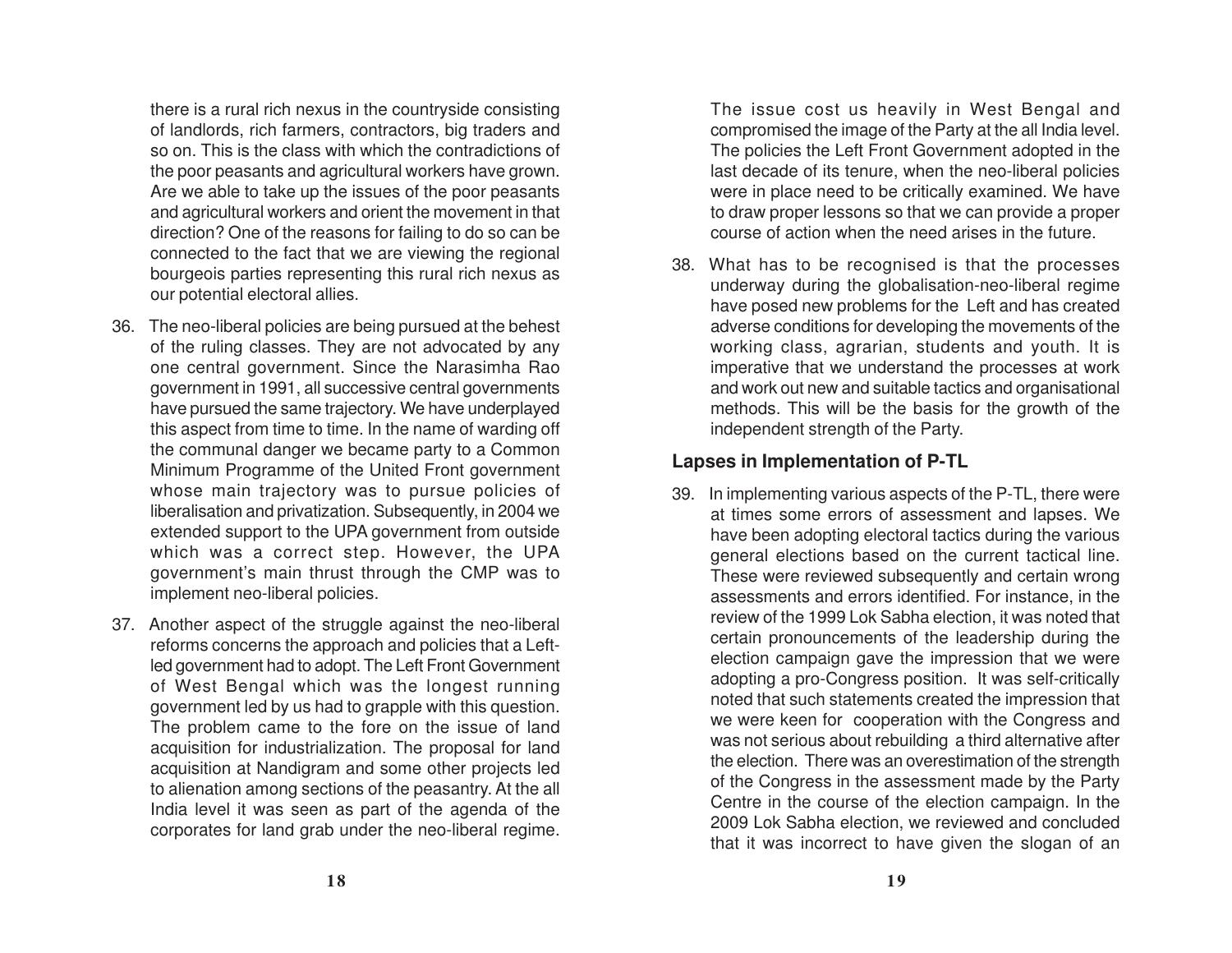there is a rural rich nexus in the countryside consisting of landlords, rich farmers, contractors, big traders and so on. This is the class with which the contradictions of the poor peasants and agricultural workers have grown. Are we able to take up the issues of the poor peasants and agricultural workers and orient the movement in that direction? One of the reasons for failing to do so can be connected to the fact that we are viewing the regional bourgeois parties representing this rural rich nexus as our potential electoral allies.

36. The neo-liberal policies are being pursued at the behest of the ruling classes. They are not advocated by any one central government. Since the Narasimha Rao government in 1991, all successive central governments have pursued the same trajectory. We have underplayed this aspect from time to time. In the name of warding off the communal danger we became party to a Common Minimum Programme of the United Front government whose main trajectory was to pursue policies of liberalisation and privatization. Subsequently, in 2004 we extended support to the UPA government from outside which was a correct step. However, the UPA government's main thrust through the CMP was to implement neo-liberal policies.

37. Another aspect of the struggle against the neo-liberal reforms concerns the approach and policies that a Left-led government had to adopt. The Left Front Government of West Bengal which was the longest running government led by us had to grapple with this question. The problem came to the fore on the issue of land acquisition for industrialization. The proposal for land acquisition at Nandigram and some other projects led to alienation among sections of the peasantry. At the all India level it was seen as part of the agenda of the corporates for land grab under the neo-liberal regime. The issue cost us heavily in West Bengal and compromised the image of the Party at the all India level. The policies the Left Front Government adopted in the last decade of its tenure, when the neo-liberal policies were in place need to be critically examined. We have to draw proper lessons so that we can provide a proper course of action when the need arises in the future.

38. What has to be recognised is that the processes underway during the globalisation-neo-liberal regime have posed new problems for the Left and has created adverse conditions for developing the movements of the working class, agrarian, students and youth. It is imperative that we understand the processes at work and work out new and suitable tactics and organisational methods. This will be the basis for the growth of the independent strength of the Party.

### Lapses in Implementation of P-TL

39. In implementing various aspects of the P-TL, there were at times some errors of assessment and lapses. We have been adopting electoral tactics during the various general elections based on the current tactical line. These were reviewed subsequently and certain wrong assessments and errors identified. For instance, in the review of the 1999 Lok Sabha election, it was noted that certain pronouncements of the leadership during the election campaign gave the impression that we were adopting a pro-Congress position. It was self-critically noted that such statements created the impression that we were keen for cooperation with the Congress and was not serious about rebuilding a third alternative after the election. There was an overestimation of the strength of the Congress in the assessment made by the Party Centre in the course of the election campaign. In the 2009 Lok Sabha election, we reviewed and concluded that it was incorrect to have given the slogan of an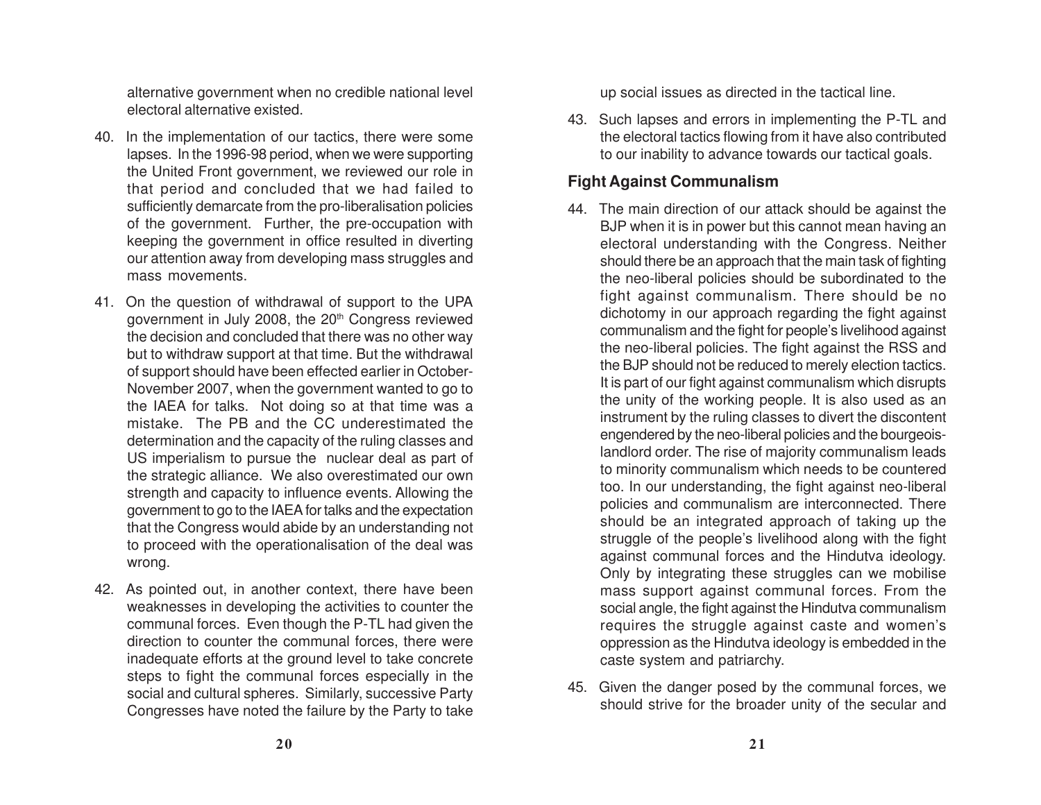alternative government when no credible national level electoral alternative existed.

40. In the implementation of our tactics, there were some lapses. In the 1996-98 period, when we were supporting the United Front government, we reviewed our role in that period and concluded that we had failed to sufficiently demarcate from the pro-liberalisation policies of the government. Further, the pre-occupation with keeping the government in office resulted in diverting our attention away from developing mass struggles and mass movements.

41. On the question of withdrawal of support to the UPA government in July 2008, the 20th Congress reviewed the decision and concluded that there was no other way but to withdraw support at that time. But the withdrawal of support should have been effected earlier in October-November 2007, when the government wanted to go to the IAEA for talks. Not doing so at that time was a mistake. The PB and the CC underestimated the determination and the capacity of the ruling classes and US imperialism to pursue the nuclear deal as part of the strategic alliance. We also overestimated our own strength and capacity to influence events. Allowing the government to go to the IAEA for talks and the expectation that the Congress would abide by an understanding not to proceed with the operationalisation of the deal was wrong.

42. As pointed out, in another context, there have been weaknesses in developing the activities to counter the communal forces. Even though the P-TL had given the direction to counter the communal forces, there were inadequate efforts at the ground level to take concrete steps to fight the communal forces especially in the social and cultural spheres. Similarly, successive Party Congresses have noted the failure by the Party to take up social issues as directed in the tactical line.

43. Such lapses and errors in implementing the P-TL and the electoral tactics flowing from it have also contributed to our inability to advance towards our tactical goals.

### Fight Against Communalism

44. The main direction of our attack should be against the BJP when it is in power but this cannot mean having an electoral understanding with the Congress. Neither should there be an approach that the main task of fighting the neo-liberal policies should be subordinated to the fight against communalism. There should be no dichotomy in our approach regarding the fight against communalism and the fight for people's livelihood against the neo-liberal policies. The fight against the RSS and the BJP should not be reduced to merely election tactics. It is part of our fight against communalism which disrupts the unity of the working people. It is also used as an instrument by the ruling classes to divert the discontent engendered by the neo-liberal policies and the bourgeois-landlord order. The rise of majority communalism leads to minority communalism which needs to be countered too. In our understanding, the fight against neo-liberal policies and communalism are interconnected. There should be an integrated approach of taking up the struggle of the people's livelihood along with the fight against communal forces and the Hindutva ideology. Only by integrating these struggles can we mobilise mass support against communal forces. From the social angle, the fight against the Hindutva communalism requires the struggle against caste and women's oppression as the Hindutva ideology is embedded in the caste system and patriarchy.

45. Given the danger posed by the communal forces, we should strive for the broader unity of the secular and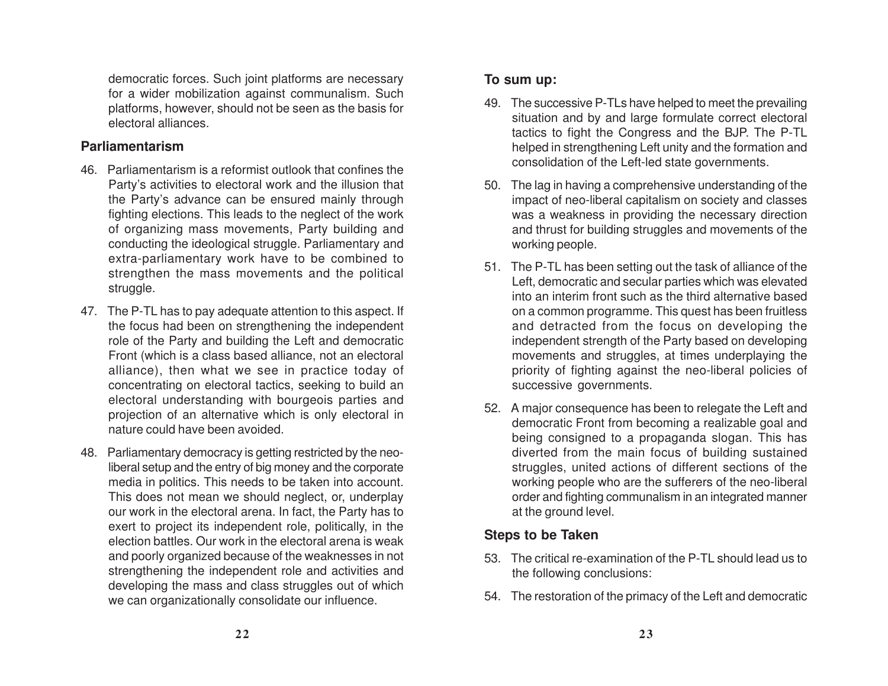democratic forces. Such joint platforms are necessary for a wider mobilization against communalism. Such platforms, however, should not be seen as the basis for electoral alliances.

### Parliamentarism

46. Parliamentarism is a reformist outlook that confines the Party's activities to electoral work and the illusion that the Party's advance can be ensured mainly through fighting elections. This leads to the neglect of the work of organizing mass movements, Party building and conducting the ideological struggle. Parliamentary and extra-parliamentary work have to be combined to strengthen the mass movements and the political struggle.

47. The P-TL has to pay adequate attention to this aspect. If the focus had been on strengthening the independent role of the Party and building the Left and democratic Front (which is a class based alliance, not an electoral alliance), then what we see in practice today of concentrating on electoral tactics, seeking to build an electoral understanding with bourgeois parties and projection of an alternative which is only electoral in nature could have been avoided.

48. Parliamentary democracy is getting restricted by the neo-liberal setup and the entry of big money and the corporate media in politics. This needs to be taken into account. This does not mean we should neglect, or, underplay our work in the electoral arena. In fact, the Party has to exert to project its independent role, politically, in the election battles. Our work in the electoral arena is weak and poorly organized because of the weaknesses in not strengthening the independent role and activities and developing the mass and class struggles out of which we can organizationally consolidate our influence.

### To sum up:

49. The successive P-TLs have helped to meet the prevailing situation and by and large formulate correct electoral tactics to fight the Congress and the BJP. The P-TL helped in strengthening Left unity and the formation and consolidation of the Left-led state governments.

50. The lag in having a comprehensive understanding of the impact of neo-liberal capitalism on society and classes was a weakness in providing the necessary direction and thrust for building struggles and movements of the working people.

51. The P-TL has been setting out the task of alliance of the Left, democratic and secular parties which was elevated into an interim front such as the third alternative based on a common programme. This quest has been fruitless and detracted from the focus on developing the independent strength of the Party based on developing movements and struggles, at times underplaying the priority of fighting against the neo-liberal policies of successive governments.

52. A major consequence has been to relegate the Left and democratic Front from becoming a realizable goal and being consigned to a propaganda slogan. This has diverted from the main focus of building sustained struggles, united actions of different sections of the working people who are the sufferers of the neo-liberal order and fighting communalism in an integrated manner at the ground level.

### Steps to be Taken

53. The critical re-examination of the P-TL should lead us to the following conclusions:

54. The restoration of the primacy of the Left and democratic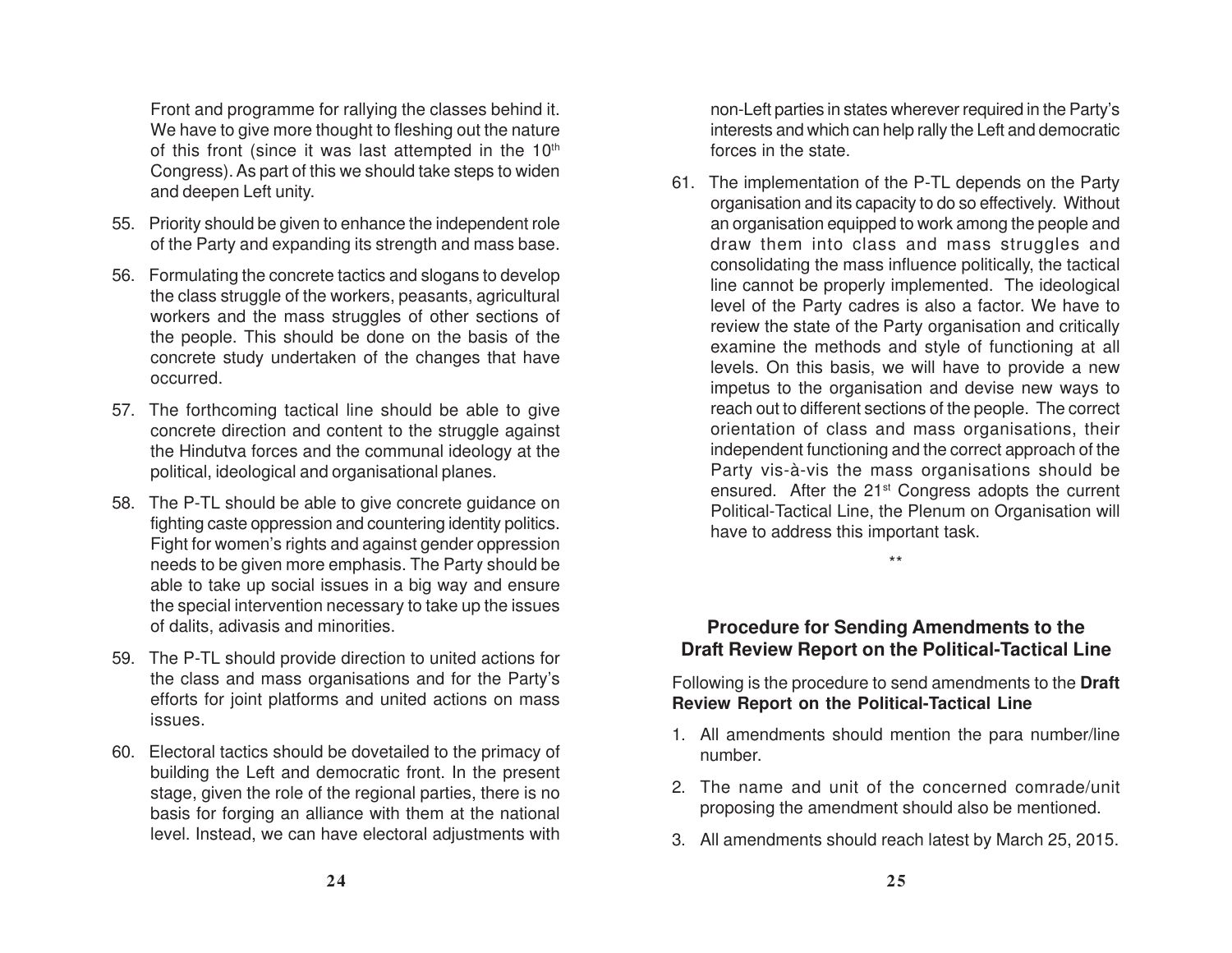Front and programme for rallying the classes behind it. We have to give more thought to fleshing out the nature of this front (since it was last attempted in the 10th Congress). As part of this we should take steps to widen and deepen Left unity.

55. Priority should be given to enhance the independent role of the Party and expanding its strength and mass base.

56. Formulating the concrete tactics and slogans to develop the class struggle of the workers, peasants, agricultural workers and the mass struggles of other sections of the people. This should be done on the basis of the concrete study undertaken of the changes that have occurred.

57. The forthcoming tactical line should be able to give concrete direction and content to the struggle against the Hindutva forces and the communal ideology at the political, ideological and organisational planes.

58. The P-TL should be able to give concrete guidance on fighting caste oppression and countering identity politics. Fight for women's rights and against gender oppression needs to be given more emphasis. The Party should be able to take up social issues in a big way and ensure the special intervention necessary to take up the issues of dalits, adivasis and minorities.

59. The P-TL should provide direction to united actions for the class and mass organisations and for the Party's efforts for joint platforms and united actions on mass issues.

60. Electoral tactics should be dovetailed to the primacy of building the Left and democratic front. In the present stage, given the role of the regional parties, there is no basis for forging an alliance with them at the national level. Instead, we can have electoral adjustments with non-Left parties in states wherever required in the Party's interests and which can help rally the Left and democratic forces in the state.

61. The implementation of the P-TL depends on the Party organisation and its capacity to do so effectively. Without an organisation equipped to work among the people and draw them into class and mass struggles and consolidating the mass influence politically, the tactical line cannot be properly implemented. The ideological level of the Party cadres is also a factor. We have to review the state of the Party organisation and critically examine the methods and style of functioning at all levels. On this basis, we will have to provide a new impetus to the organisation and devise new ways to reach out to different sections of the people. The correct orientation of class and mass organisations, their independent functioning and the correct approach of the Party vis-à-vis the mass organisations should be ensured. After the 21st Congress adopts the current Political-Tactical Line, the Plenum on Organisation will have to address this important task.

\*\*

## Procedure for Sending Amendments to the Draft Review Report on the Political-Tactical Line

Following is the procedure to send amendments to the **Draft Review Report on the Political-Tactical Line**

1. All amendments should mention the para number/line number.
2. The name and unit of the concerned comrade/unit proposing the amendment should also be mentioned.
3. All amendments should reach latest by March 25, 2015.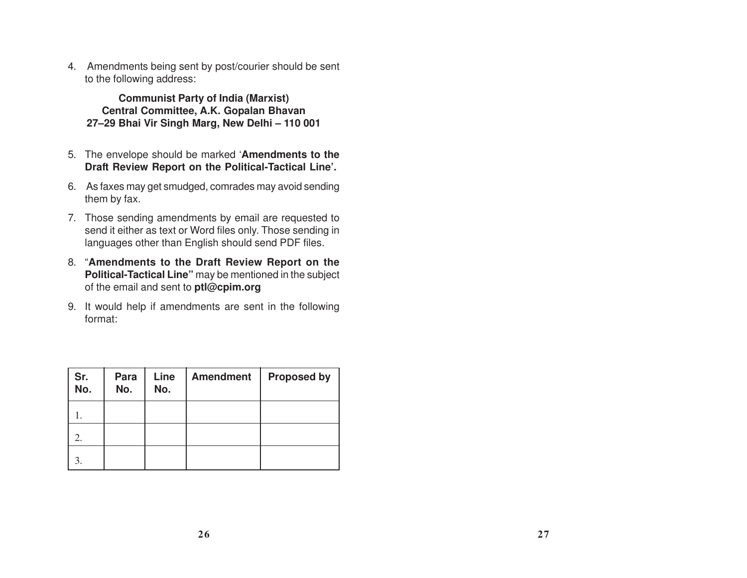4. Amendments being sent by post/courier should be sent to the following address:

**Communist Party of India (Marxist)**
**Central Committee, A.K. Gopalan Bhavan**
**27–29 Bhai Vir Singh Marg, New Delhi – 110 001**

5. The envelope should be marked '**Amendments to the Draft Review Report on the Political-Tactical Line'.**

6. As faxes may get smudged, comrades may avoid sending them by fax.

7. Those sending amendments by email are requested to send it either as text or Word files only. Those sending in languages other than English should send PDF files.

8. "**Amendments to the Draft Review Report on the Political-Tactical Line"** may be mentioned in the subject of the email and sent to **ptl@cpim.org**

9. It would help if amendments are sent in the following format:

| Sr. No. | Para No. | Line No. | Amendment | Proposed by |
|---|---|---|---|---|
| 1. | | | | |
| 2. | | | | |
| 3. | | | | |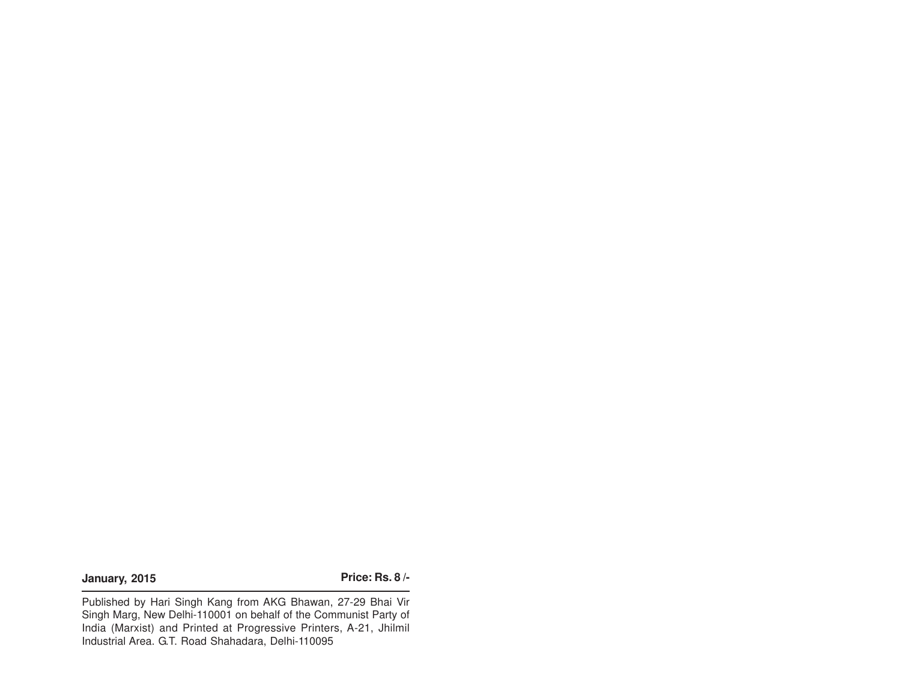**January, 2015** **Price: Rs. 8 /-**

---

Published by Hari Singh Kang from AKG Bhawan, 27-29 Bhai Vir Singh Marg, New Delhi-110001 on behalf of the Communist Party of India (Marxist) and Printed at Progressive Printers, A-21, Jhilmil Industrial Area. G.T. Road Shahadara, Delhi-110095